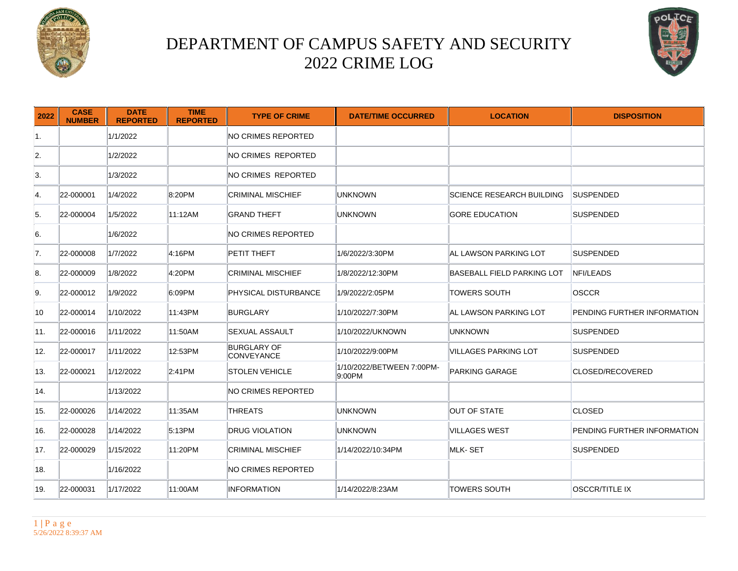# DEPARTMENT OF CAMPUS SAFETY AND SECURITY
# 2022 CRIME LOG

| 2022 | CASE NUMBER | DATE REPORTED | TIME REPORTED | TYPE OF CRIME | DATE/TIME OCCURRED | LOCATION | DISPOSITION |
|---|---|---|---|---|---|---|---|
| 1. | | 1/1/2022 | | NO CRIMES REPORTED | | | |
| 2. | | 1/2/2022 | | NO CRIMES REPORTED | | | |
| 3. | | 1/3/2022 | | NO CRIMES REPORTED | | | |
| 4. | 22-000001 | 1/4/2022 | 8:20PM | CRIMINAL MISCHIEF | UNKNOWN | SCIENCE RESEARCH BUILDING | SUSPENDED |
| 5. | 22-000004 | 1/5/2022 | 11:12AM | GRAND THEFT | UNKNOWN | GORE EDUCATION | SUSPENDED |
| 6. | | 1/6/2022 | | NO CRIMES REPORTED | | | |
| 7. | 22-000008 | 1/7/2022 | 4:16PM | PETIT THEFT | 1/6/2022/3:30PM | AL LAWSON PARKING LOT | SUSPENDED |
| 8. | 22-000009 | 1/8/2022 | 4:20PM | CRIMINAL MISCHIEF | 1/8/2022/12:30PM | BASEBALL FIELD PARKING LOT | NFI/LEADS |
| 9. | 22-000012 | 1/9/2022 | 6:09PM | PHYSICAL DISTURBANCE | 1/9/2022/2:05PM | TOWERS SOUTH | OSCCR |
| 10 | 22-000014 | 1/10/2022 | 11:43PM | BURGLARY | 1/10/2022/7:30PM | AL LAWSON PARKING LOT | PENDING FURTHER INFORMATION |
| 11. | 22-000016 | 1/11/2022 | 11:50AM | SEXUAL ASSAULT | 1/10/2022/UKNOWN | UNKNOWN | SUSPENDED |
| 12. | 22-000017 | 1/11/2022 | 12:53PM | BURGLARY OF CONVEYANCE | 1/10/2022/9:00PM | VILLAGES PARKING LOT | SUSPENDED |
| 13. | 22-000021 | 1/12/2022 | 2:41PM | STOLEN VEHICLE | 1/10/2022/BETWEEN 7:00PM-9:00PM | PARKING GARAGE | CLOSED/RECOVERED |
| 14. | | 1/13/2022 | | NO CRIMES REPORTED | | | |
| 15. | 22-000026 | 1/14/2022 | 11:35AM | THREATS | UNKNOWN | OUT OF STATE | CLOSED |
| 16. | 22-000028 | 1/14/2022 | 5:13PM | DRUG VIOLATION | UNKNOWN | VILLAGES WEST | PENDING FURTHER INFORMATION |
| 17. | 22-000029 | 1/15/2022 | 11:20PM | CRIMINAL MISCHIEF | 1/14/2022/10:34PM | MLK- SET | SUSPENDED |
| 18. | | 1/16/2022 | | NO CRIMES REPORTED | | | |
| 19. | 22-000031 | 1/17/2022 | 11:00AM | INFORMATION | 1/14/2022/8:23AM | TOWERS SOUTH | OSCCR/TITLE IX |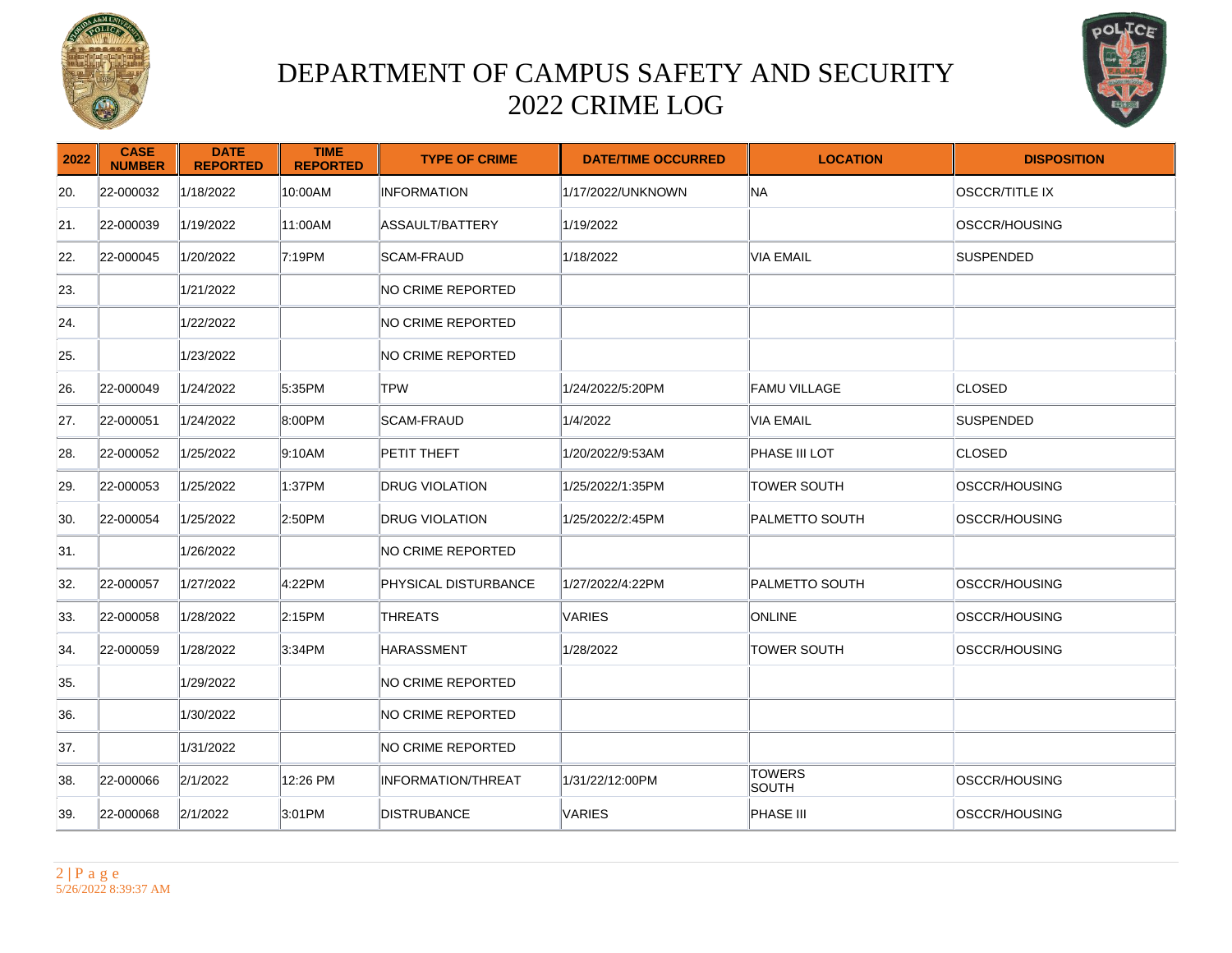# DEPARTMENT OF CAMPUS SAFETY AND SECURITY
# 2022 CRIME LOG

| 2022 | CASE NUMBER | DATE REPORTED | TIME REPORTED | TYPE OF CRIME | DATE/TIME OCCURRED | LOCATION | DISPOSITION |
|---|---|---|---|---|---|---|---|
| 20. | 22-000032 | 1/18/2022 | 10:00AM | INFORMATION | 1/17/2022/UNKNOWN | NA | OSCCR/TITLE IX |
| 21. | 22-000039 | 1/19/2022 | 11:00AM | ASSAULT/BATTERY | 1/19/2022 | | OSCCR/HOUSING |
| 22. | 22-000045 | 1/20/2022 | 7:19PM | SCAM-FRAUD | 1/18/2022 | VIA EMAIL | SUSPENDED |
| 23. | | 1/21/2022 | | NO CRIME REPORTED | | | |
| 24. | | 1/22/2022 | | NO CRIME REPORTED | | | |
| 25. | | 1/23/2022 | | NO CRIME REPORTED | | | |
| 26. | 22-000049 | 1/24/2022 | 5:35PM | TPW | 1/24/2022/5:20PM | FAMU VILLAGE | CLOSED |
| 27. | 22-000051 | 1/24/2022 | 8:00PM | SCAM-FRAUD | 1/4/2022 | VIA EMAIL | SUSPENDED |
| 28. | 22-000052 | 1/25/2022 | 9:10AM | PETIT THEFT | 1/20/2022/9:53AM | PHASE III LOT | CLOSED |
| 29. | 22-000053 | 1/25/2022 | 1:37PM | DRUG VIOLATION | 1/25/2022/1:35PM | TOWER SOUTH | OSCCR/HOUSING |
| 30. | 22-000054 | 1/25/2022 | 2:50PM | DRUG VIOLATION | 1/25/2022/2:45PM | PALMETTO SOUTH | OSCCR/HOUSING |
| 31. | | 1/26/2022 | | NO CRIME REPORTED | | | |
| 32. | 22-000057 | 1/27/2022 | 4:22PM | PHYSICAL DISTURBANCE | 1/27/2022/4:22PM | PALMETTO SOUTH | OSCCR/HOUSING |
| 33. | 22-000058 | 1/28/2022 | 2:15PM | THREATS | VARIES | ONLINE | OSCCR/HOUSING |
| 34. | 22-000059 | 1/28/2022 | 3:34PM | HARASSMENT | 1/28/2022 | TOWER SOUTH | OSCCR/HOUSING |
| 35. | | 1/29/2022 | | NO CRIME REPORTED | | | |
| 36. | | 1/30/2022 | | NO CRIME REPORTED | | | |
| 37. | | 1/31/2022 | | NO CRIME REPORTED | | | |
| 38. | 22-000066 | 2/1/2022 | 12:26 PM | INFORMATION/THREAT | 1/31/22/12:00PM | TOWERS SOUTH | OSCCR/HOUSING |
| 39. | 22-000068 | 2/1/2022 | 3:01PM | DISTRUBANCE | VARIES | PHASE III | OSCCR/HOUSING |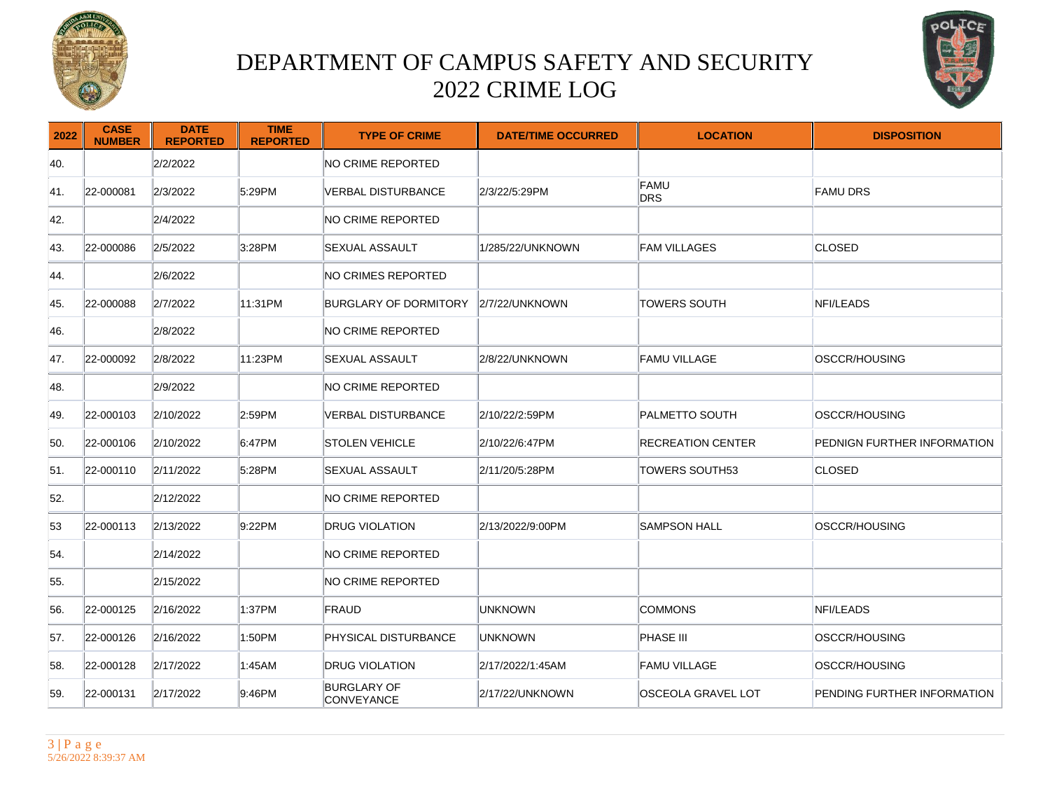# DEPARTMENT OF CAMPUS SAFETY AND SECURITY
## 2022 CRIME LOG

| 2022 | CASE NUMBER | DATE REPORTED | TIME REPORTED | TYPE OF CRIME | DATE/TIME OCCURRED | LOCATION | DISPOSITION |
|---|---|---|---|---|---|---|---|
| 40. | | 2/2/2022 | | NO CRIME REPORTED | | | |
| 41. | 22-000081 | 2/3/2022 | 5:29PM | VERBAL DISTURBANCE | 2/3/22/5:29PM | FAMU DRS | FAMU DRS |
| 42. | | 2/4/2022 | | NO CRIME REPORTED | | | |
| 43. | 22-000086 | 2/5/2022 | 3:28PM | SEXUAL ASSAULT | 1/285/22/UNKNOWN | FAM VILLAGES | CLOSED |
| 44. | | 2/6/2022 | | NO CRIMES REPORTED | | | |
| 45. | 22-000088 | 2/7/2022 | 11:31PM | BURGLARY OF DORMITORY | 2/7/22/UNKNOWN | TOWERS SOUTH | NFI/LEADS |
| 46. | | 2/8/2022 | | NO CRIME REPORTED | | | |
| 47. | 22-000092 | 2/8/2022 | 11:23PM | SEXUAL ASSAULT | 2/8/22/UNKNOWN | FAMU VILLAGE | OSCCR/HOUSING |
| 48. | | 2/9/2022 | | NO CRIME REPORTED | | | |
| 49. | 22-000103 | 2/10/2022 | 2:59PM | VERBAL DISTURBANCE | 2/10/22/2:59PM | PALMETTO SOUTH | OSCCR/HOUSING |
| 50. | 22-000106 | 2/10/2022 | 6:47PM | STOLEN VEHICLE | 2/10/22/6:47PM | RECREATION CENTER | PEDNIGN FURTHER INFORMATION |
| 51. | 22-000110 | 2/11/2022 | 5:28PM | SEXUAL ASSAULT | 2/11/20/5:28PM | TOWERS SOUTH53 | CLOSED |
| 52. | | 2/12/2022 | | NO CRIME REPORTED | | | |
| 53 | 22-000113 | 2/13/2022 | 9:22PM | DRUG VIOLATION | 2/13/2022/9:00PM | SAMPSON HALL | OSCCR/HOUSING |
| 54. | | 2/14/2022 | | NO CRIME REPORTED | | | |
| 55. | | 2/15/2022 | | NO CRIME REPORTED | | | |
| 56. | 22-000125 | 2/16/2022 | 1:37PM | FRAUD | UNKNOWN | COMMONS | NFI/LEADS |
| 57. | 22-000126 | 2/16/2022 | 1:50PM | PHYSICAL DISTURBANCE | UNKNOWN | PHASE III | OSCCR/HOUSING |
| 58. | 22-000128 | 2/17/2022 | 1:45AM | DRUG VIOLATION | 2/17/2022/1:45AM | FAMU VILLAGE | OSCCR/HOUSING |
| 59. | 22-000131 | 2/17/2022 | 9:46PM | BURGLARY OF CONVEYANCE | 2/17/22/UNKNOWN | OSCEOLA GRAVEL LOT | PENDING FURTHER INFORMATION |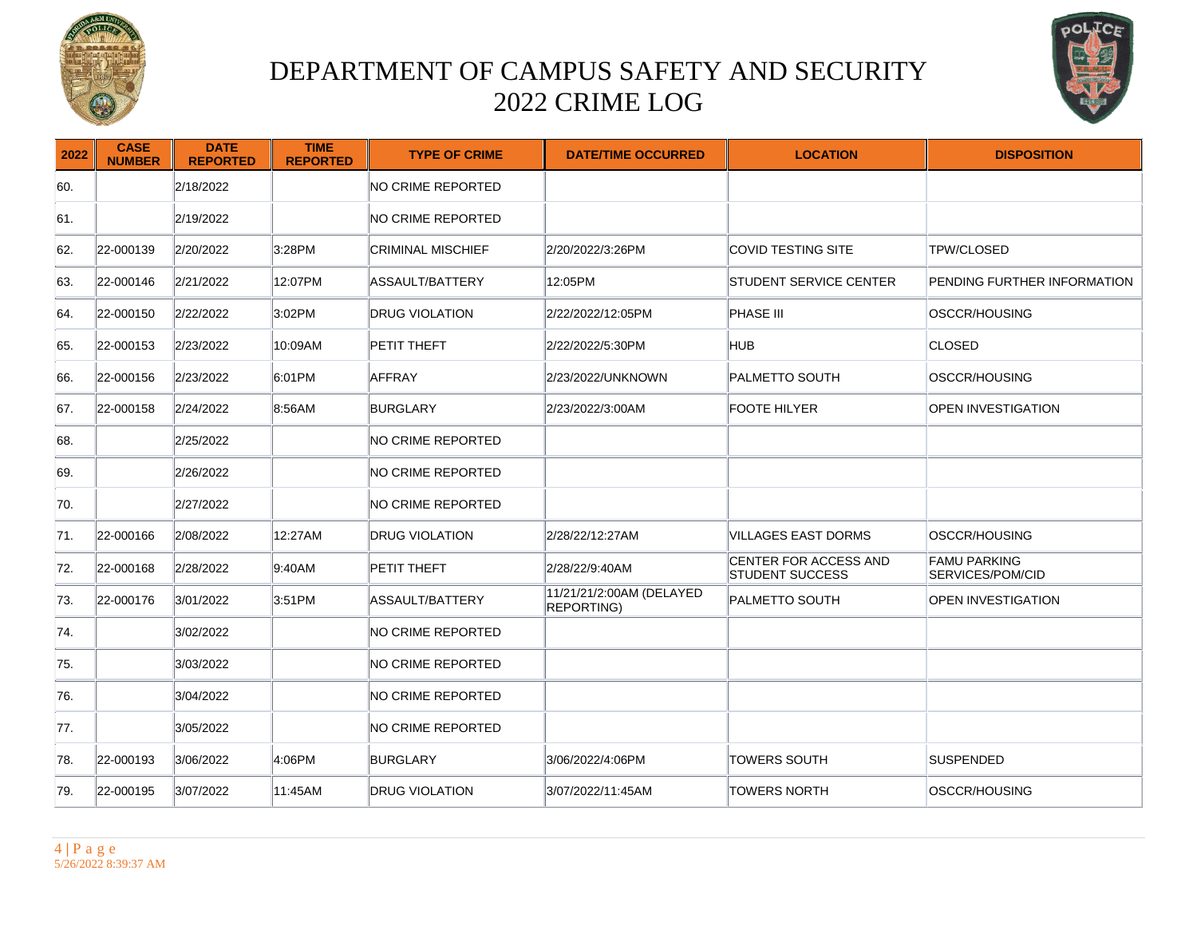# DEPARTMENT OF CAMPUS SAFETY AND SECURITY
# 2022 CRIME LOG

| 2022 | CASE NUMBER | DATE REPORTED | TIME REPORTED | TYPE OF CRIME | DATE/TIME OCCURRED | LOCATION | DISPOSITION |
|---|---|---|---|---|---|---|---|
| 60. | | 2/18/2022 | | NO CRIME REPORTED | | | |
| 61. | | 2/19/2022 | | NO CRIME REPORTED | | | |
| 62. | 22-000139 | 2/20/2022 | 3:28PM | CRIMINAL MISCHIEF | 2/20/2022/3:26PM | COVID TESTING SITE | TPW/CLOSED |
| 63. | 22-000146 | 2/21/2022 | 12:07PM | ASSAULT/BATTERY | 12:05PM | STUDENT SERVICE CENTER | PENDING FURTHER INFORMATION |
| 64. | 22-000150 | 2/22/2022 | 3:02PM | DRUG VIOLATION | 2/22/2022/12:05PM | PHASE III | OSCCR/HOUSING |
| 65. | 22-000153 | 2/23/2022 | 10:09AM | PETIT THEFT | 2/22/2022/5:30PM | HUB | CLOSED |
| 66. | 22-000156 | 2/23/2022 | 6:01PM | AFFRAY | 2/23/2022/UNKNOWN | PALMETTO SOUTH | OSCCR/HOUSING |
| 67. | 22-000158 | 2/24/2022 | 8:56AM | BURGLARY | 2/23/2022/3:00AM | FOOTE HILYER | OPEN INVESTIGATION |
| 68. | | 2/25/2022 | | NO CRIME REPORTED | | | |
| 69. | | 2/26/2022 | | NO CRIME REPORTED | | | |
| 70. | | 2/27/2022 | | NO CRIME REPORTED | | | |
| 71. | 22-000166 | 2/08/2022 | 12:27AM | DRUG VIOLATION | 2/28/22/12:27AM | VILLAGES EAST DORMS | OSCCR/HOUSING |
| 72. | 22-000168 | 2/28/2022 | 9:40AM | PETIT THEFT | 2/28/22/9:40AM | CENTER FOR ACCESS AND STUDENT SUCCESS | FAMU PARKING SERVICES/POM/CID |
| 73. | 22-000176 | 3/01/2022 | 3:51PM | ASSAULT/BATTERY | 11/21/21/2:00AM (DELAYED REPORTING) | PALMETTO SOUTH | OPEN INVESTIGATION |
| 74. | | 3/02/2022 | | NO CRIME REPORTED | | | |
| 75. | | 3/03/2022 | | NO CRIME REPORTED | | | |
| 76. | | 3/04/2022 | | NO CRIME REPORTED | | | |
| 77. | | 3/05/2022 | | NO CRIME REPORTED | | | |
| 78. | 22-000193 | 3/06/2022 | 4:06PM | BURGLARY | 3/06/2022/4:06PM | TOWERS SOUTH | SUSPENDED |
| 79. | 22-000195 | 3/07/2022 | 11:45AM | DRUG VIOLATION | 3/07/2022/11:45AM | TOWERS NORTH | OSCCR/HOUSING |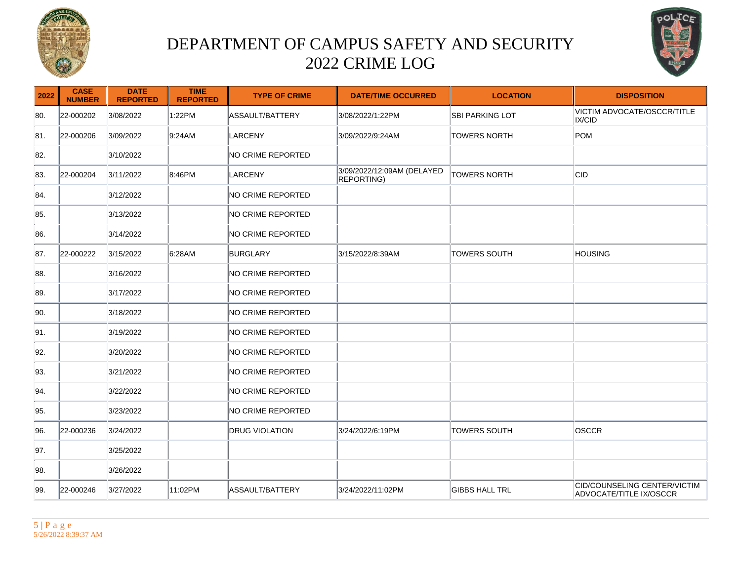# DEPARTMENT OF CAMPUS SAFETY AND SECURITY
## 2022 CRIME LOG

| 2022 | CASE NUMBER | DATE REPORTED | TIME REPORTED | TYPE OF CRIME | DATE/TIME OCCURRED | LOCATION | DISPOSITION |
|---|---|---|---|---|---|---|---|
| 80. | 22-000202 | 3/08/2022 | 1:22PM | ASSAULT/BATTERY | 3/08/2022/1:22PM | SBI PARKING LOT | VICTIM ADVOCATE/OSCCR/TITLE IX/CID |
| 81. | 22-000206 | 3/09/2022 | 9:24AM | LARCENY | 3/09/2022/9:24AM | TOWERS NORTH | POM |
| 82. | | 3/10/2022 | | NO CRIME REPORTED | | | |
| 83. | 22-000204 | 3/11/2022 | 8:46PM | LARCENY | 3/09/2022/12:09AM (DELAYED REPORTING) | TOWERS NORTH | CID |
| 84. | | 3/12/2022 | | NO CRIME REPORTED | | | |
| 85. | | 3/13/2022 | | NO CRIME REPORTED | | | |
| 86. | | 3/14/2022 | | NO CRIME REPORTED | | | |
| 87. | 22-000222 | 3/15/2022 | 6:28AM | BURGLARY | 3/15/2022/8:39AM | TOWERS SOUTH | HOUSING |
| 88. | | 3/16/2022 | | NO CRIME REPORTED | | | |
| 89. | | 3/17/2022 | | NO CRIME REPORTED | | | |
| 90. | | 3/18/2022 | | NO CRIME REPORTED | | | |
| 91. | | 3/19/2022 | | NO CRIME REPORTED | | | |
| 92. | | 3/20/2022 | | NO CRIME REPORTED | | | |
| 93. | | 3/21/2022 | | NO CRIME REPORTED | | | |
| 94. | | 3/22/2022 | | NO CRIME REPORTED | | | |
| 95. | | 3/23/2022 | | NO CRIME REPORTED | | | |
| 96. | 22-000236 | 3/24/2022 | | DRUG VIOLATION | 3/24/2022/6:19PM | TOWERS SOUTH | OSCCR |
| 97. | | 3/25/2022 | | | | | |
| 98. | | 3/26/2022 | | | | | |
| 99. | 22-000246 | 3/27/2022 | 11:02PM | ASSAULT/BATTERY | 3/24/2022/11:02PM | GIBBS HALL TRL | CID/COUNSELING CENTER/VICTIM ADVOCATE/TITLE IX/OSCCR |

5/26/2022 8:39:37 AM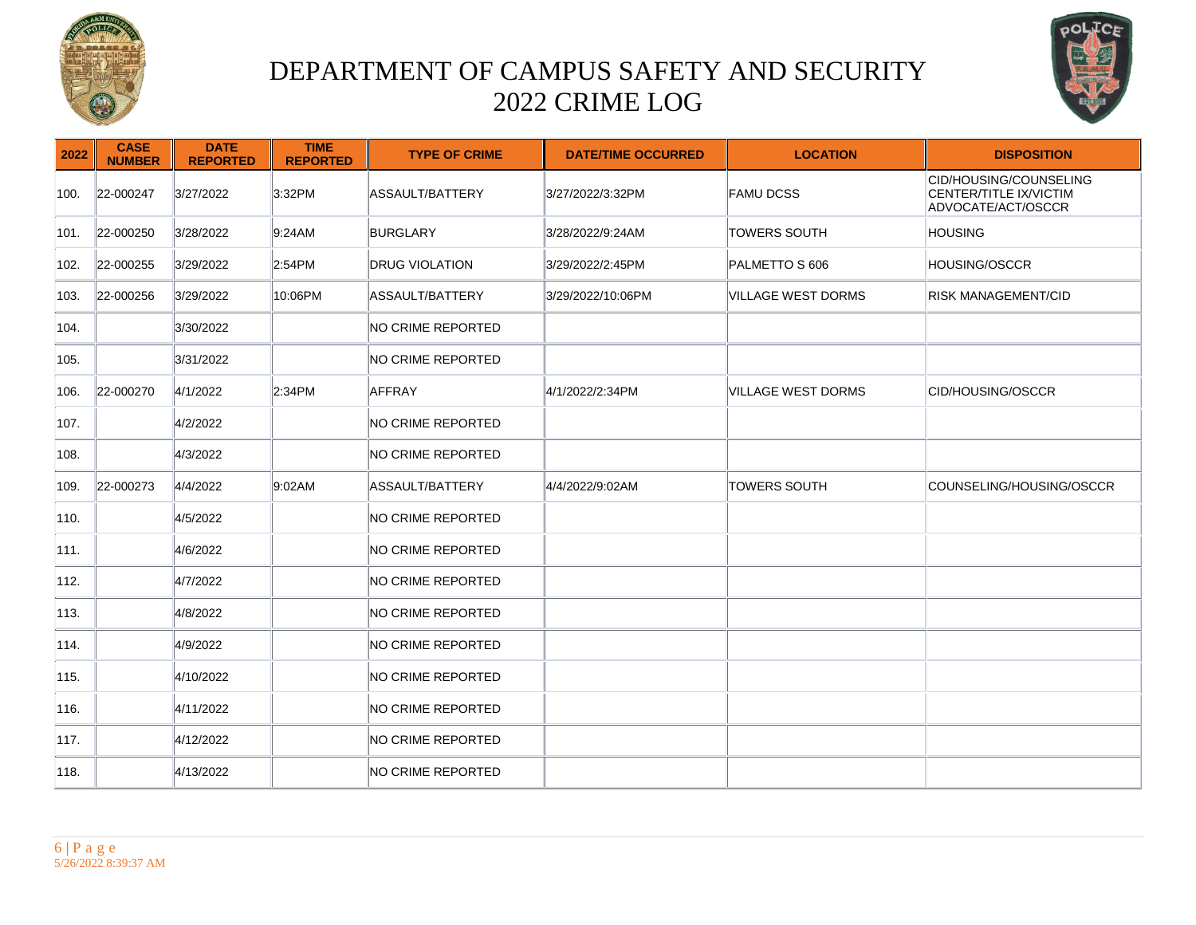# DEPARTMENT OF CAMPUS SAFETY AND SECURITY
## 2022 CRIME LOG

| 2022 | CASE NUMBER | DATE REPORTED | TIME REPORTED | TYPE OF CRIME | DATE/TIME OCCURRED | LOCATION | DISPOSITION |
|---|---|---|---|---|---|---|---|
| 100. | 22-000247 | 3/27/2022 | 3:32PM | ASSAULT/BATTERY | 3/27/2022/3:32PM | FAMU DCSS | CID/HOUSING/COUNSELING CENTER/TITLE IX/VICTIM ADVOCATE/ACT/OSCCR |
| 101. | 22-000250 | 3/28/2022 | 9:24AM | BURGLARY | 3/28/2022/9:24AM | TOWERS SOUTH | HOUSING |
| 102. | 22-000255 | 3/29/2022 | 2:54PM | DRUG VIOLATION | 3/29/2022/2:45PM | PALMETTO S 606 | HOUSING/OSCCR |
| 103. | 22-000256 | 3/29/2022 | 10:06PM | ASSAULT/BATTERY | 3/29/2022/10:06PM | VILLAGE WEST DORMS | RISK MANAGEMENT/CID |
| 104. | | 3/30/2022 | | NO CRIME REPORTED | | | |
| 105. | | 3/31/2022 | | NO CRIME REPORTED | | | |
| 106. | 22-000270 | 4/1/2022 | 2:34PM | AFFRAY | 4/1/2022/2:34PM | VILLAGE WEST DORMS | CID/HOUSING/OSCCR |
| 107. | | 4/2/2022 | | NO CRIME REPORTED | | | |
| 108. | | 4/3/2022 | | NO CRIME REPORTED | | | |
| 109. | 22-000273 | 4/4/2022 | 9:02AM | ASSAULT/BATTERY | 4/4/2022/9:02AM | TOWERS SOUTH | COUNSELING/HOUSING/OSCCR |
| 110. | | 4/5/2022 | | NO CRIME REPORTED | | | |
| 111. | | 4/6/2022 | | NO CRIME REPORTED | | | |
| 112. | | 4/7/2022 | | NO CRIME REPORTED | | | |
| 113. | | 4/8/2022 | | NO CRIME REPORTED | | | |
| 114. | | 4/9/2022 | | NO CRIME REPORTED | | | |
| 115. | | 4/10/2022 | | NO CRIME REPORTED | | | |
| 116. | | 4/11/2022 | | NO CRIME REPORTED | | | |
| 117. | | 4/12/2022 | | NO CRIME REPORTED | | | |
| 118. | | 4/13/2022 | | NO CRIME REPORTED | | | |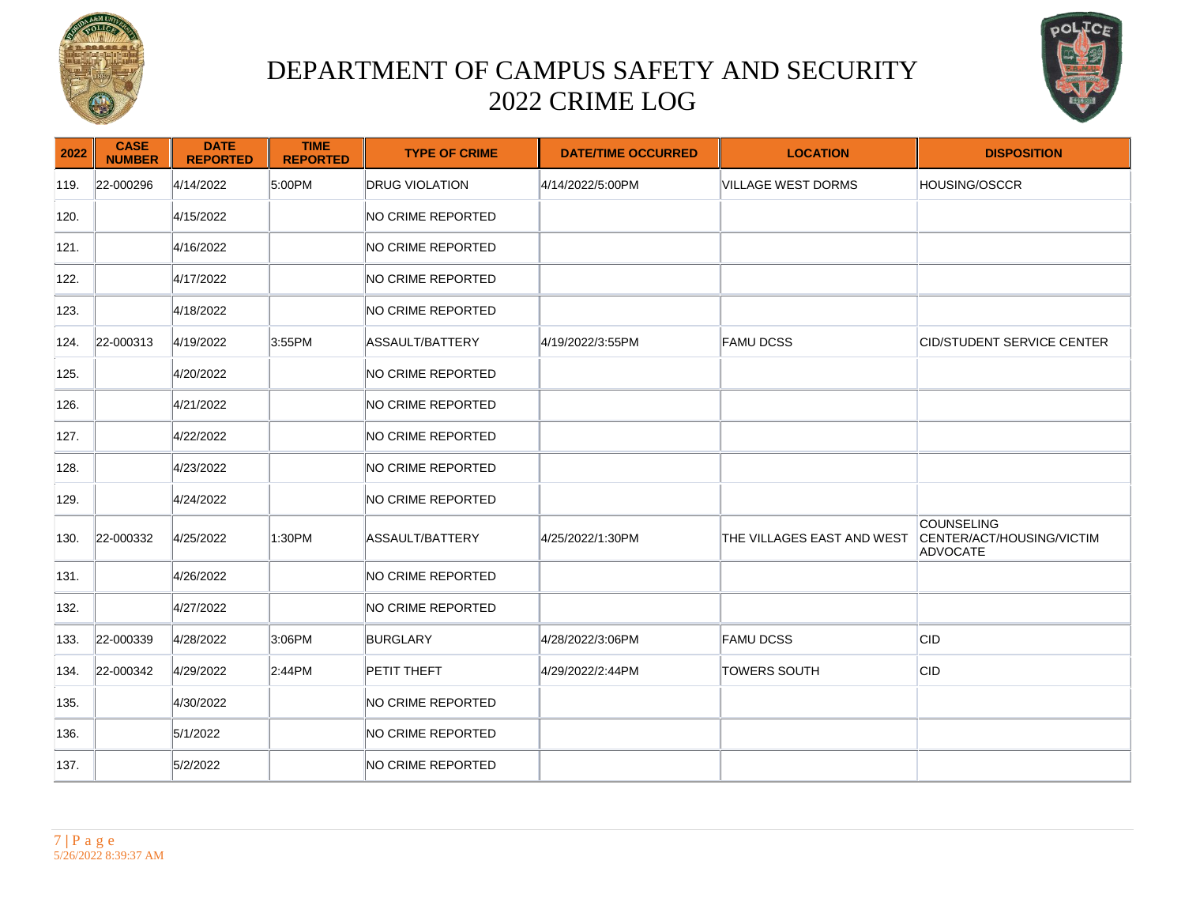# DEPARTMENT OF CAMPUS SAFETY AND SECURITY
# 2022 CRIME LOG

| 2022 | CASE NUMBER | DATE REPORTED | TIME REPORTED | TYPE OF CRIME | DATE/TIME OCCURRED | LOCATION | DISPOSITION |
|---|---|---|---|---|---|---|---|
| 119. | 22-000296 | 4/14/2022 | 5:00PM | DRUG VIOLATION | 4/14/2022/5:00PM | VILLAGE WEST DORMS | HOUSING/OSCCR |
| 120. | | 4/15/2022 | | NO CRIME REPORTED | | | |
| 121. | | 4/16/2022 | | NO CRIME REPORTED | | | |
| 122. | | 4/17/2022 | | NO CRIME REPORTED | | | |
| 123. | | 4/18/2022 | | NO CRIME REPORTED | | | |
| 124. | 22-000313 | 4/19/2022 | 3:55PM | ASSAULT/BATTERY | 4/19/2022/3:55PM | FAMU DCSS | CID/STUDENT SERVICE CENTER |
| 125. | | 4/20/2022 | | NO CRIME REPORTED | | | |
| 126. | | 4/21/2022 | | NO CRIME REPORTED | | | |
| 127. | | 4/22/2022 | | NO CRIME REPORTED | | | |
| 128. | | 4/23/2022 | | NO CRIME REPORTED | | | |
| 129. | | 4/24/2022 | | NO CRIME REPORTED | | | |
| 130. | 22-000332 | 4/25/2022 | 1:30PM | ASSAULT/BATTERY | 4/25/2022/1:30PM | THE VILLAGES EAST AND WEST | COUNSELING CENTER/ACT/HOUSING/VICTIM ADVOCATE |
| 131. | | 4/26/2022 | | NO CRIME REPORTED | | | |
| 132. | | 4/27/2022 | | NO CRIME REPORTED | | | |
| 133. | 22-000339 | 4/28/2022 | 3:06PM | BURGLARY | 4/28/2022/3:06PM | FAMU DCSS | CID |
| 134. | 22-000342 | 4/29/2022 | 2:44PM | PETIT THEFT | 4/29/2022/2:44PM | TOWERS SOUTH | CID |
| 135. | | 4/30/2022 | | NO CRIME REPORTED | | | |
| 136. | | 5/1/2022 | | NO CRIME REPORTED | | | |
| 137. | | 5/2/2022 | | NO CRIME REPORTED | | | |

5/26/2022 8:39:37 AM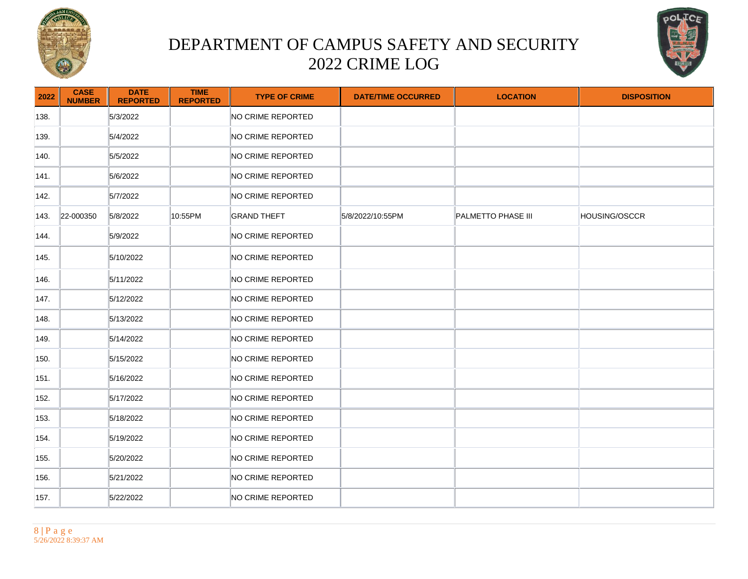# DEPARTMENT OF CAMPUS SAFETY AND SECURITY
# 2022 CRIME LOG

| 2022 | CASE NUMBER | DATE REPORTED | TIME REPORTED | TYPE OF CRIME | DATE/TIME OCCURRED | LOCATION | DISPOSITION |
|---|---|---|---|---|---|---|---|
| 138. | | 5/3/2022 | | NO CRIME REPORTED | | | |
| 139. | | 5/4/2022 | | NO CRIME REPORTED | | | |
| 140. | | 5/5/2022 | | NO CRIME REPORTED | | | |
| 141. | | 5/6/2022 | | NO CRIME REPORTED | | | |
| 142. | | 5/7/2022 | | NO CRIME REPORTED | | | |
| 143. | 22-000350 | 5/8/2022 | 10:55PM | GRAND THEFT | 5/8/2022/10:55PM | PALMETTO PHASE III | HOUSING/OSCCR |
| 144. | | 5/9/2022 | | NO CRIME REPORTED | | | |
| 145. | | 5/10/2022 | | NO CRIME REPORTED | | | |
| 146. | | 5/11/2022 | | NO CRIME REPORTED | | | |
| 147. | | 5/12/2022 | | NO CRIME REPORTED | | | |
| 148. | | 5/13/2022 | | NO CRIME REPORTED | | | |
| 149. | | 5/14/2022 | | NO CRIME REPORTED | | | |
| 150. | | 5/15/2022 | | NO CRIME REPORTED | | | |
| 151. | | 5/16/2022 | | NO CRIME REPORTED | | | |
| 152. | | 5/17/2022 | | NO CRIME REPORTED | | | |
| 153. | | 5/18/2022 | | NO CRIME REPORTED | | | |
| 154. | | 5/19/2022 | | NO CRIME REPORTED | | | |
| 155. | | 5/20/2022 | | NO CRIME REPORTED | | | |
| 156. | | 5/21/2022 | | NO CRIME REPORTED | | | |
| 157. | | 5/22/2022 | | NO CRIME REPORTED | | | |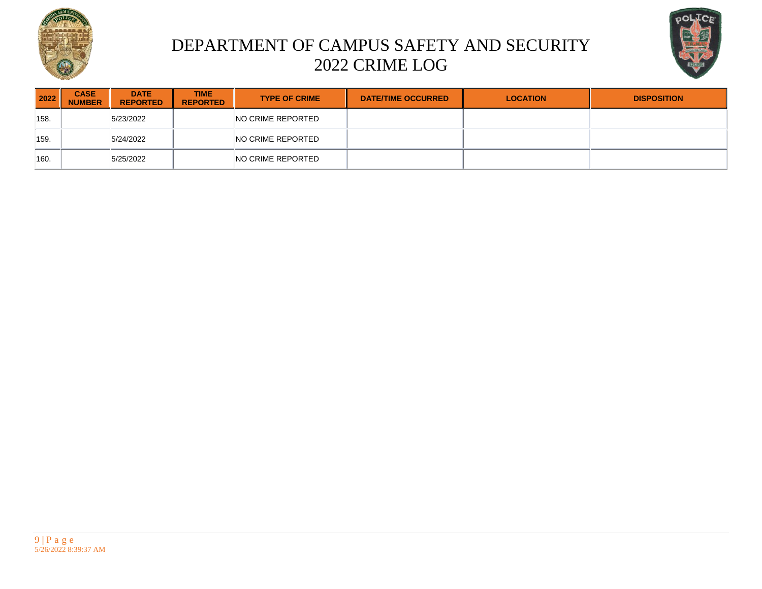# DEPARTMENT OF CAMPUS SAFETY AND SECURITY
# 2022 CRIME LOG

| 2022 | CASE NUMBER | DATE REPORTED | TIME REPORTED | TYPE OF CRIME | DATE/TIME OCCURRED | LOCATION | DISPOSITION |
|---|---|---|---|---|---|---|---|
| 158. | | 5/23/2022 | | NO CRIME REPORTED | | | |
| 159. | | 5/24/2022 | | NO CRIME REPORTED | | | |
| 160. | | 5/25/2022 | | NO CRIME REPORTED | | | |

5/26/2022 8:39:37 AM